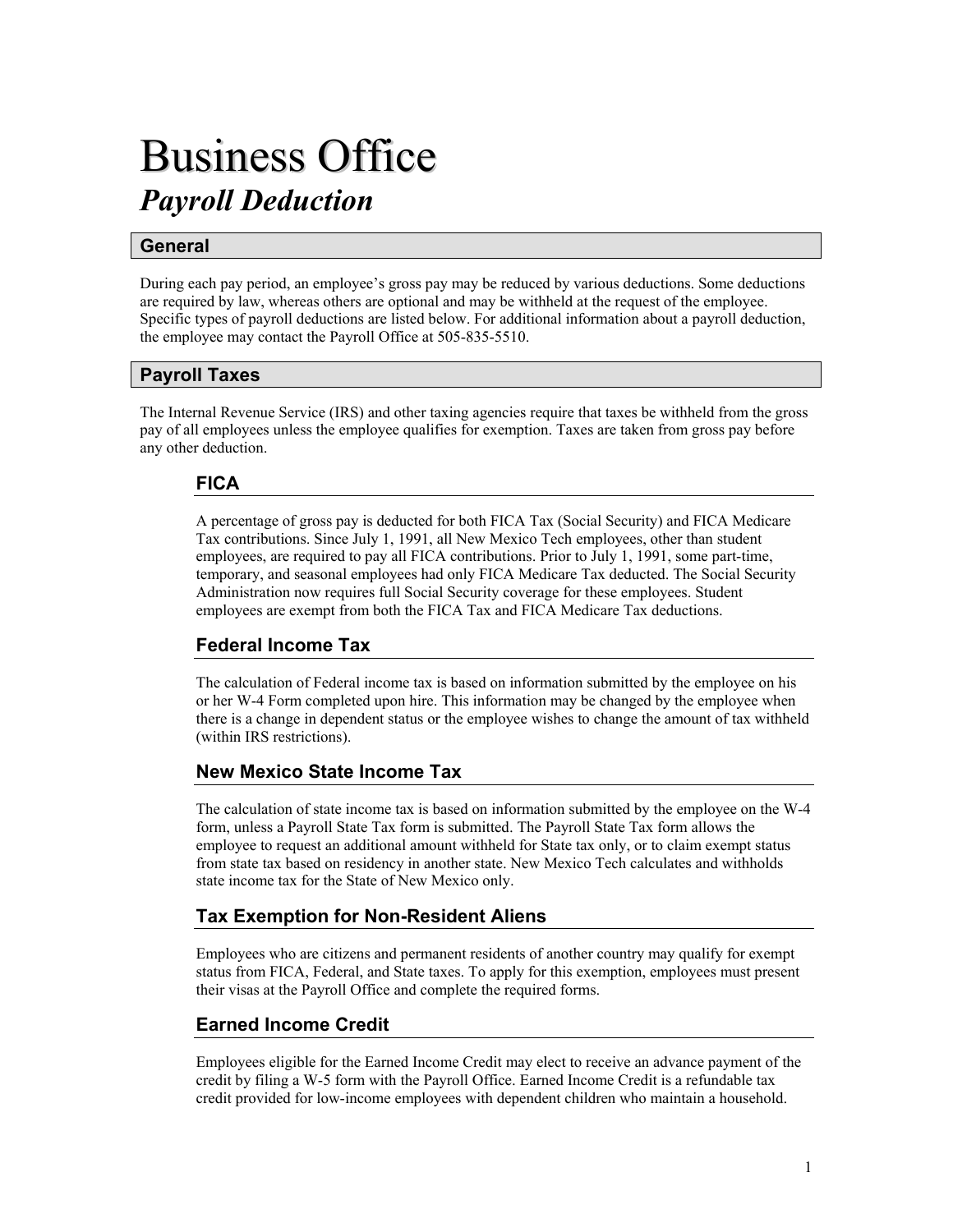# Business Office

## *Payroll Deduction*

## General

During each pay period, an employee's gross pay may be reduced by various deductions. Some deductions are required by law, whereas others are optional and may be withheld at the request of the employee. Specific types of payroll deductions are listed below. For additional information about a payroll deduction, the employee may contact the Payroll Office at 505-835-5510.

## Payroll Taxes

The Internal Revenue Service (IRS) and other taxing agencies require that taxes be withheld from the gross pay of all employees unless the employee qualifies for exemption. Taxes are taken from gross pay before any other deduction.

### FICA

A percentage of gross pay is deducted for both FICA Tax (Social Security) and FICA Medicare Tax contributions. Since July 1, 1991, all New Mexico Tech employees, other than student employees, are required to pay all FICA contributions. Prior to July 1, 1991, some part-time, temporary, and seasonal employees had only FICA Medicare Tax deducted. The Social Security Administration now requires full Social Security coverage for these employees. Student employees are exempt from both the FICA Tax and FICA Medicare Tax deductions.

### Federal Income Tax

The calculation of Federal income tax is based on information submitted by the employee on his or her W-4 Form completed upon hire. This information may be changed by the employee when there is a change in dependent status or the employee wishes to change the amount of tax withheld (within IRS restrictions).

### New Mexico State Income Tax

The calculation of state income tax is based on information submitted by the employee on the W-4 form, unless a Payroll State Tax form is submitted. The Payroll State Tax form allows the employee to request an additional amount withheld for State tax only, or to claim exempt status from state tax based on residency in another state. New Mexico Tech calculates and withholds state income tax for the State of New Mexico only.

### Tax Exemption for Non-Resident Aliens

Employees who are citizens and permanent residents of another country may qualify for exempt status from FICA, Federal, and State taxes. To apply for this exemption, employees must present their visas at the Payroll Office and complete the required forms.

### Earned Income Credit

Employees eligible for the Earned Income Credit may elect to receive an advance payment of the credit by filing a W-5 form with the Payroll Office. Earned Income Credit is a refundable tax credit provided for low-income employees with dependent children who maintain a household.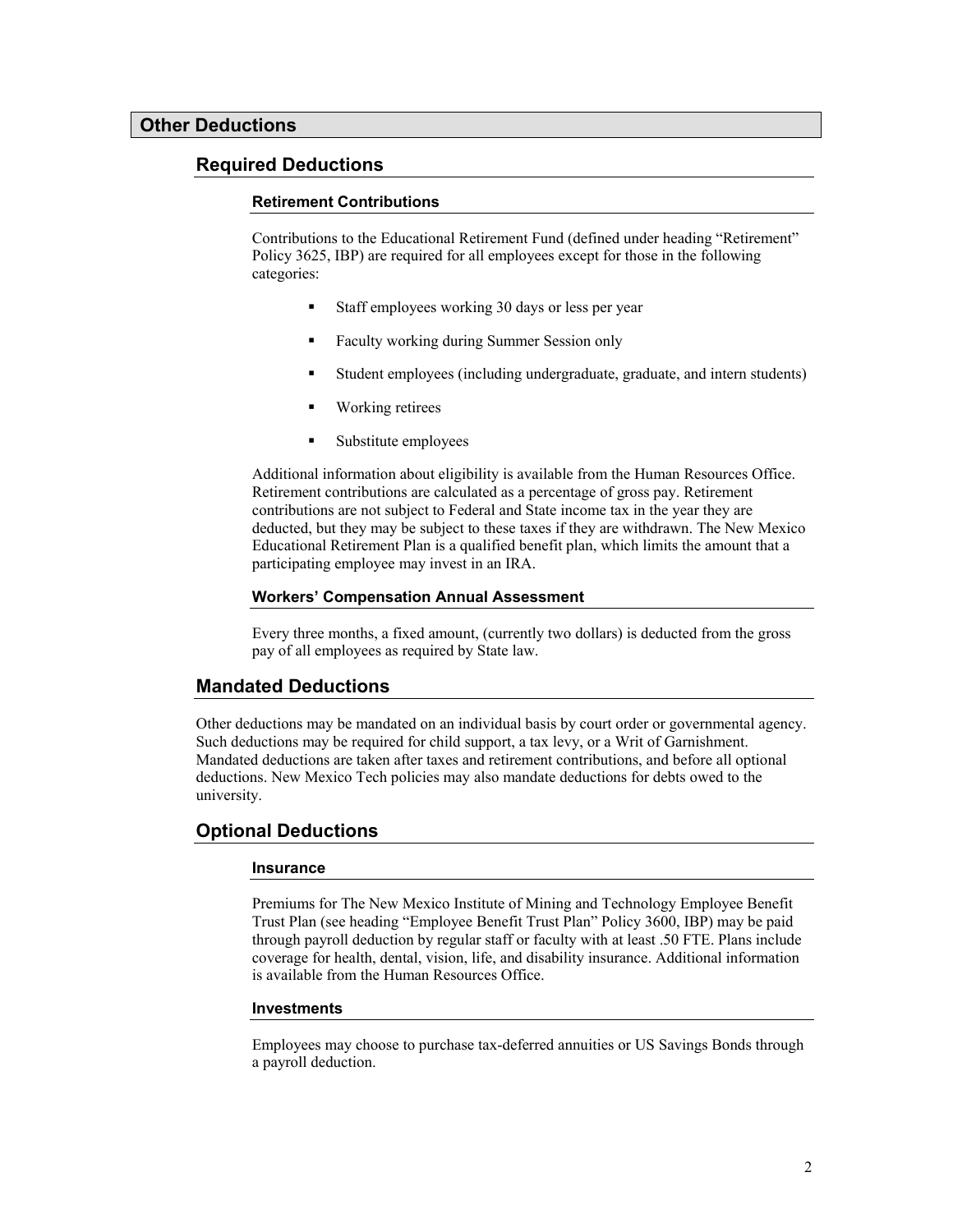## Other Deductions

### Required Deductions

#### Retirement Contributions

Contributions to the Educational Retirement Fund (defined under heading "Retirement" Policy 3625, IBP) are required for all employees except for those in the following categories:

- Staff employees working 30 days or less per year
- Faculty working during Summer Session only
- Student employees (including undergraduate, graduate, and intern students)
- Working retirees
- Substitute employees

Additional information about eligibility is available from the Human Resources Office. Retirement contributions are calculated as a percentage of gross pay. Retirement contributions are not subject to Federal and State income tax in the year they are deducted, but they may be subject to these taxes if they are withdrawn. The New Mexico Educational Retirement Plan is a qualified benefit plan, which limits the amount that a participating employee may invest in an IRA.

#### Workers' Compensation Annual Assessment

Every three months, a fixed amount, (currently two dollars) is deducted from the gross pay of all employees as required by State law.

### Mandated Deductions

Other deductions may be mandated on an individual basis by court order or governmental agency. Such deductions may be required for child support, a tax levy, or a Writ of Garnishment. Mandated deductions are taken after taxes and retirement contributions, and before all optional deductions. New Mexico Tech policies may also mandate deductions for debts owed to the university.

### Optional Deductions

#### Insurance

Premiums for The New Mexico Institute of Mining and Technology Employee Benefit Trust Plan (see heading "Employee Benefit Trust Plan" Policy 3600, IBP) may be paid through payroll deduction by regular staff or faculty with at least .50 FTE. Plans include coverage for health, dental, vision, life, and disability insurance. Additional information is available from the Human Resources Office.

#### Investments

Employees may choose to purchase tax-deferred annuities or US Savings Bonds through a payroll deduction.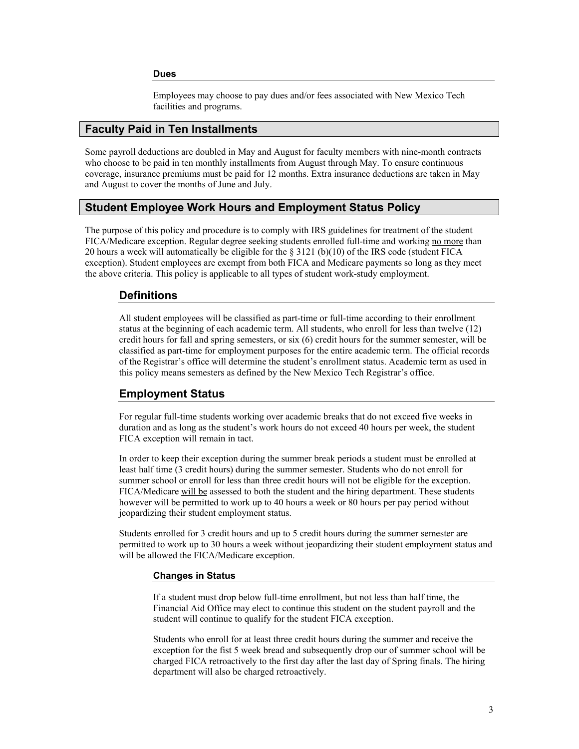#### Dues

Employees may choose to pay dues and/or fees associated with New Mexico Tech facilities and programs.

## Faculty Paid in Ten Installments

Some payroll deductions are doubled in May and August for faculty members with nine-month contracts who choose to be paid in ten monthly installments from August through May. To ensure continuous coverage, insurance premiums must be paid for 12 months. Extra insurance deductions are taken in May and August to cover the months of June and July.

## Student Employee Work Hours and Employment Status Policy

The purpose of this policy and procedure is to comply with IRS guidelines for treatment of the student FICA/Medicare exception. Regular degree seeking students enrolled full-time and working <u>no more</u> than 20 hours a week will automatically be eligible for the § 3121 (b)(10) of the IRS code (student FICA exception). Student employees are exempt from both FICA and Medicare payments so long as they meet the above criteria. This policy is applicable to all types of student work-study employment.

### Definitions

All student employees will be classified as part-time or full-time according to their enrollment status at the beginning of each academic term. All students, who enroll for less than twelve (12) credit hours for fall and spring semesters, or six (6) credit hours for the summer semester, will be classified as part-time for employment purposes for the entire academic term. The official records of the Registrar's office will determine the student's enrollment status. Academic term as used in this policy means semesters as defined by the New Mexico Tech Registrar's office.

### Employment Status

For regular full-time students working over academic breaks that do not exceed five weeks in duration and as long as the student's work hours do not exceed 40 hours per week, the student FICA exception will remain in tact.

In order to keep their exception during the summer break periods a student must be enrolled at least half time (3 credit hours) during the summer semester. Students who do not enroll for summer school or enroll for less than three credit hours will not be eligible for the exception. FICA/Medicare <u>will be</u> assessed to both the student and the hiring department. These students however will be permitted to work up to 40 hours a week or 80 hours per pay period without jeopardizing their student employment status.

Students enrolled for 3 credit hours and up to 5 credit hours during the summer semester are permitted to work up to 30 hours a week without jeopardizing their student employment status and will be allowed the FICA/Medicare exception.

#### Changes in Status

If a student must drop below full-time enrollment, but not less than half time, the Financial Aid Office may elect to continue this student on the student payroll and the student will continue to qualify for the student FICA exception.

Students who enroll for at least three credit hours during the summer and receive the exception for the fist 5 week bread and subsequently drop our of summer school will be charged FICA retroactively to the first day after the last day of Spring finals. The hiring department will also be charged retroactively.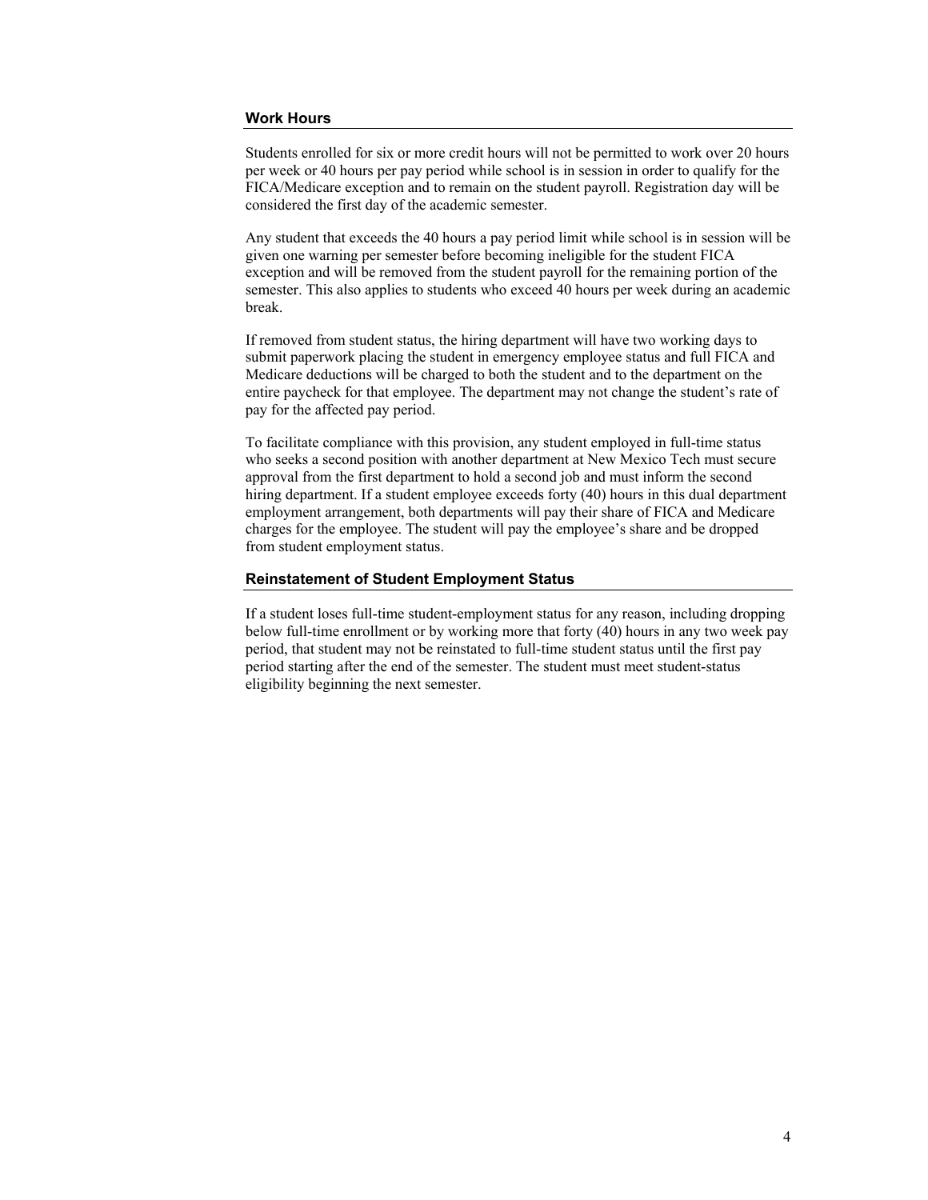### Work Hours

Students enrolled for six or more credit hours will not be permitted to work over 20 hours per week or 40 hours per pay period while school is in session in order to qualify for the FICA/Medicare exception and to remain on the student payroll. Registration day will be considered the first day of the academic semester.

Any student that exceeds the 40 hours a pay period limit while school is in session will be given one warning per semester before becoming ineligible for the student FICA exception and will be removed from the student payroll for the remaining portion of the semester. This also applies to students who exceed 40 hours per week during an academic break.

If removed from student status, the hiring department will have two working days to submit paperwork placing the student in emergency employee status and full FICA and Medicare deductions will be charged to both the student and to the department on the entire paycheck for that employee. The department may not change the student's rate of pay for the affected pay period.

To facilitate compliance with this provision, any student employed in full-time status who seeks a second position with another department at New Mexico Tech must secure approval from the first department to hold a second job and must inform the second hiring department. If a student employee exceeds forty (40) hours in this dual department employment arrangement, both departments will pay their share of FICA and Medicare charges for the employee. The student will pay the employee's share and be dropped from student employment status.

### Reinstatement of Student Employment Status

If a student loses full-time student-employment status for any reason, including dropping below full-time enrollment or by working more that forty (40) hours in any two week pay period, that student may not be reinstated to full-time student status until the first pay period starting after the end of the semester. The student must meet student-status eligibility beginning the next semester.